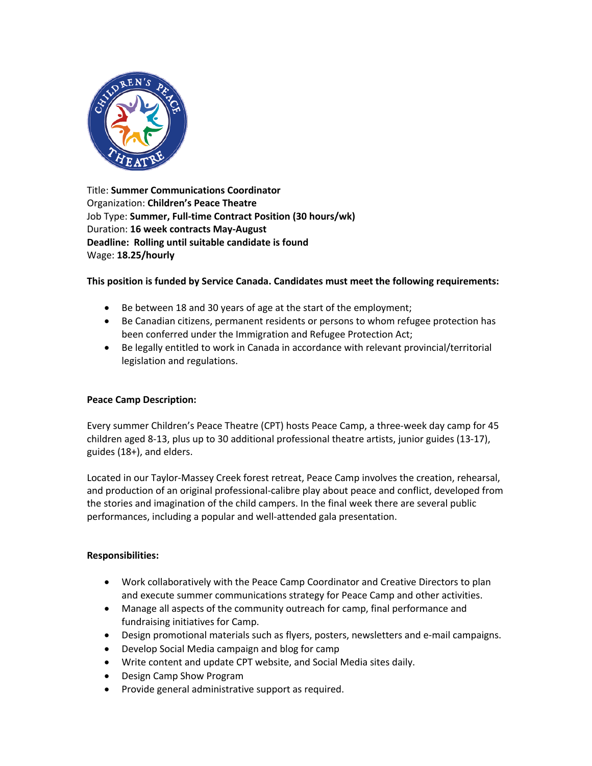Title: **Summer Communications Coordinator**
Organization: **Children's Peace Theatre**
Job Type: **Summer, Full-time Contract Position (30 hours/wk)**
Duration: **16 week contracts May-August**
**Deadline: Rolling until suitable candidate is found**
Wage: **18.25/hourly**

**This position is funded by Service Canada. Candidates must meet the following requirements:**

- Be between 18 and 30 years of age at the start of the employment;
- Be Canadian citizens, permanent residents or persons to whom refugee protection has been conferred under the Immigration and Refugee Protection Act;
- Be legally entitled to work in Canada in accordance with relevant provincial/territorial legislation and regulations.

**Peace Camp Description:**

Every summer Children's Peace Theatre (CPT) hosts Peace Camp, a three-week day camp for 45 children aged 8-13, plus up to 30 additional professional theatre artists, junior guides (13-17), guides (18+), and elders.

Located in our Taylor-Massey Creek forest retreat, Peace Camp involves the creation, rehearsal, and production of an original professional-calibre play about peace and conflict, developed from the stories and imagination of the child campers. In the final week there are several public performances, including a popular and well-attended gala presentation.

**Responsibilities:**

- Work collaboratively with the Peace Camp Coordinator and Creative Directors to plan and execute summer communications strategy for Peace Camp and other activities.
- Manage all aspects of the community outreach for camp, final performance and fundraising initiatives for Camp.
- Design promotional materials such as flyers, posters, newsletters and e-mail campaigns.
- Develop Social Media campaign and blog for camp
- Write content and update CPT website, and Social Media sites daily.
- Design Camp Show Program
- Provide general administrative support as required.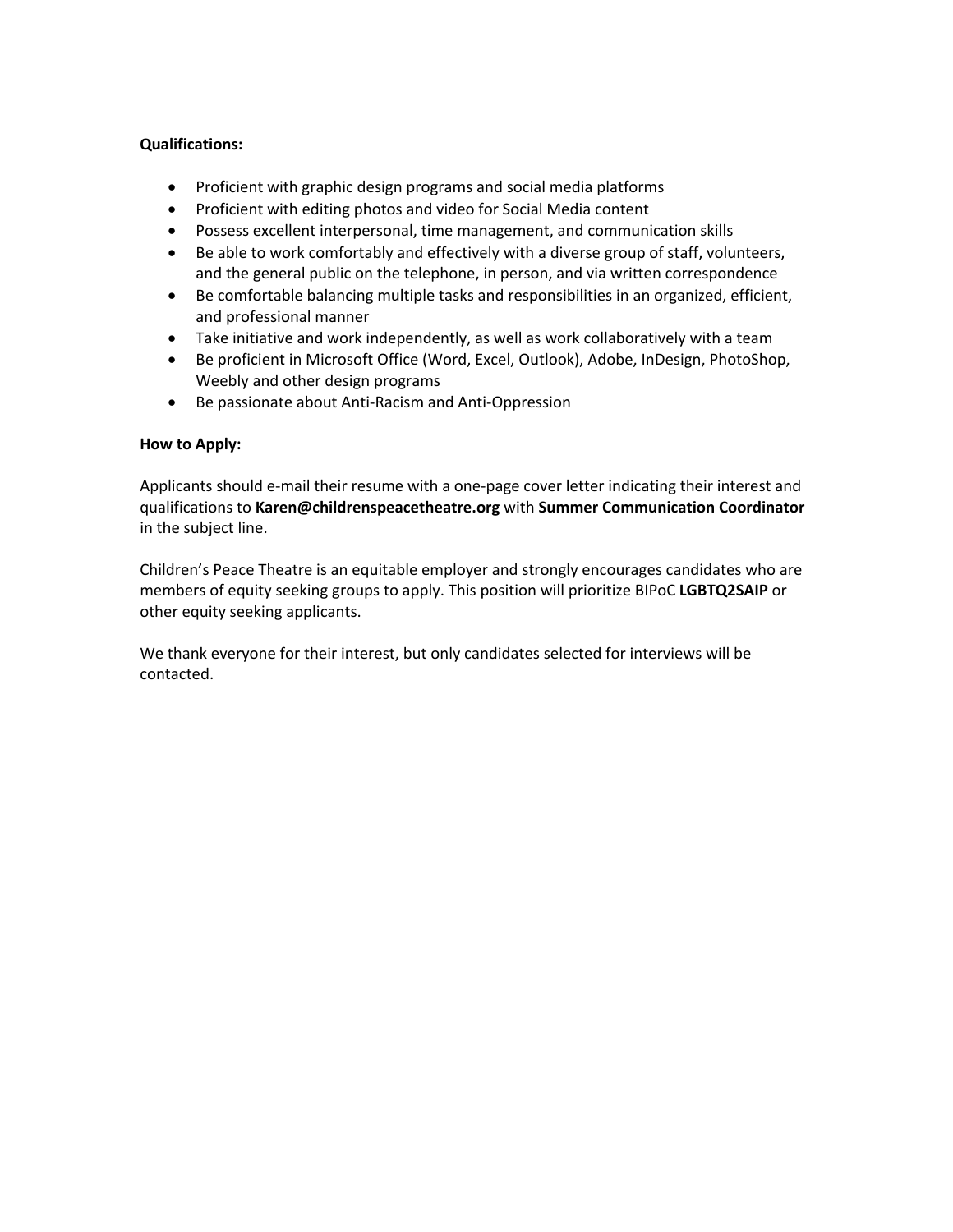**Qualifications:**

- Proficient with graphic design programs and social media platforms
- Proficient with editing photos and video for Social Media content
- Possess excellent interpersonal, time management, and communication skills
- Be able to work comfortably and effectively with a diverse group of staff, volunteers, and the general public on the telephone, in person, and via written correspondence
- Be comfortable balancing multiple tasks and responsibilities in an organized, efficient, and professional manner
- Take initiative and work independently, as well as work collaboratively with a team
- Be proficient in Microsoft Office (Word, Excel, Outlook), Adobe, InDesign, PhotoShop, Weebly and other design programs
- Be passionate about Anti-Racism and Anti-Oppression

**How to Apply:**

Applicants should e-mail their resume with a one-page cover letter indicating their interest and qualifications to **Karen@childrenspeacetheatre.org** with **Summer Communication Coordinator** in the subject line.

Children's Peace Theatre is an equitable employer and strongly encourages candidates who are members of equity seeking groups to apply. This position will prioritize BIPoC **LGBTQ2SAIP** or other equity seeking applicants.

We thank everyone for their interest, but only candidates selected for interviews will be contacted.